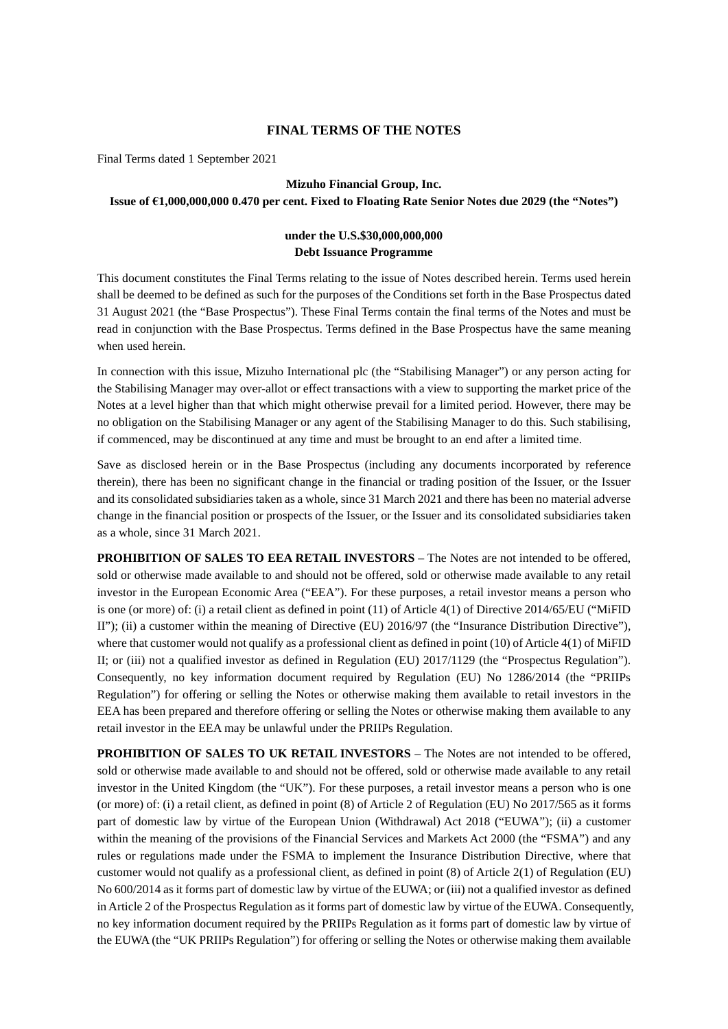# FINAL TERMS OF THE NOTES

Final Terms dated 1 September 2021

**Mizuho Financial Group, Inc.**
**Issue of €1,000,000,000 0.470 per cent. Fixed to Floating Rate Senior Notes due 2029 (the "Notes")**

**under the U.S.$30,000,000,000**
**Debt Issuance Programme**

This document constitutes the Final Terms relating to the issue of Notes described herein. Terms used herein shall be deemed to be defined as such for the purposes of the Conditions set forth in the Base Prospectus dated 31 August 2021 (the "Base Prospectus"). These Final Terms contain the final terms of the Notes and must be read in conjunction with the Base Prospectus. Terms defined in the Base Prospectus have the same meaning when used herein.

In connection with this issue, Mizuho International plc (the "Stabilising Manager") or any person acting for the Stabilising Manager may over-allot or effect transactions with a view to supporting the market price of the Notes at a level higher than that which might otherwise prevail for a limited period. However, there may be no obligation on the Stabilising Manager or any agent of the Stabilising Manager to do this. Such stabilising, if commenced, may be discontinued at any time and must be brought to an end after a limited time.

Save as disclosed herein or in the Base Prospectus (including any documents incorporated by reference therein), there has been no significant change in the financial or trading position of the Issuer, or the Issuer and its consolidated subsidiaries taken as a whole, since 31 March 2021 and there has been no material adverse change in the financial position or prospects of the Issuer, or the Issuer and its consolidated subsidiaries taken as a whole, since 31 March 2021.

**PROHIBITION OF SALES TO EEA RETAIL INVESTORS** – The Notes are not intended to be offered, sold or otherwise made available to and should not be offered, sold or otherwise made available to any retail investor in the European Economic Area ("EEA"). For these purposes, a retail investor means a person who is one (or more) of: (i) a retail client as defined in point (11) of Article 4(1) of Directive 2014/65/EU ("MiFID II"); (ii) a customer within the meaning of Directive (EU) 2016/97 (the "Insurance Distribution Directive"), where that customer would not qualify as a professional client as defined in point (10) of Article 4(1) of MiFID II; or (iii) not a qualified investor as defined in Regulation (EU) 2017/1129 (the "Prospectus Regulation"). Consequently, no key information document required by Regulation (EU) No 1286/2014 (the "PRIIPs Regulation") for offering or selling the Notes or otherwise making them available to retail investors in the EEA has been prepared and therefore offering or selling the Notes or otherwise making them available to any retail investor in the EEA may be unlawful under the PRIIPs Regulation.

**PROHIBITION OF SALES TO UK RETAIL INVESTORS** – The Notes are not intended to be offered, sold or otherwise made available to and should not be offered, sold or otherwise made available to any retail investor in the United Kingdom (the "UK"). For these purposes, a retail investor means a person who is one (or more) of: (i) a retail client, as defined in point (8) of Article 2 of Regulation (EU) No 2017/565 as it forms part of domestic law by virtue of the European Union (Withdrawal) Act 2018 ("EUWA"); (ii) a customer within the meaning of the provisions of the Financial Services and Markets Act 2000 (the "FSMA") and any rules or regulations made under the FSMA to implement the Insurance Distribution Directive, where that customer would not qualify as a professional client, as defined in point (8) of Article 2(1) of Regulation (EU) No 600/2014 as it forms part of domestic law by virtue of the EUWA; or (iii) not a qualified investor as defined in Article 2 of the Prospectus Regulation as it forms part of domestic law by virtue of the EUWA. Consequently, no key information document required by the PRIIPs Regulation as it forms part of domestic law by virtue of the EUWA (the "UK PRIIPs Regulation") for offering or selling the Notes or otherwise making them available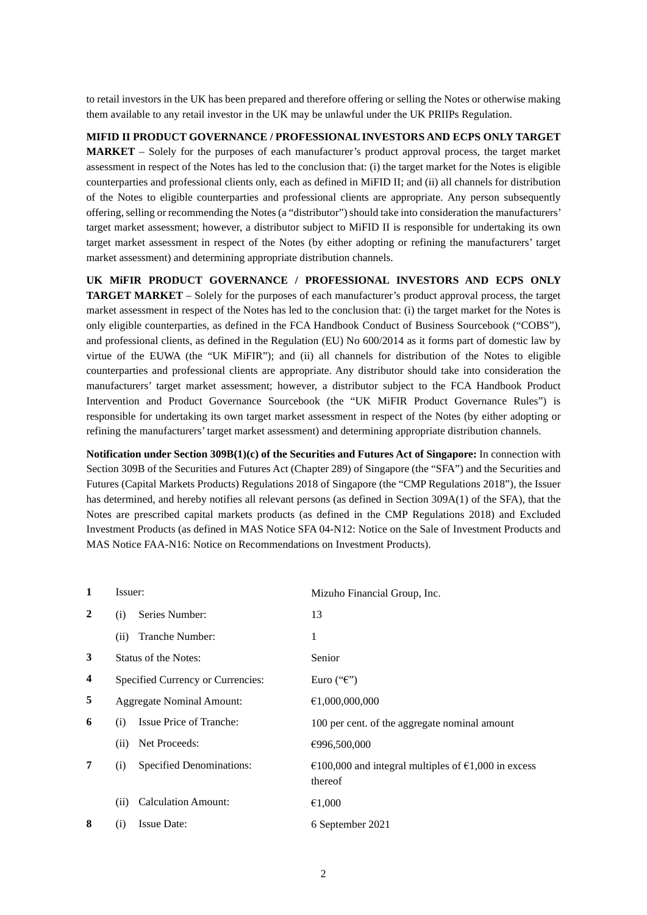to retail investors in the UK has been prepared and therefore offering or selling the Notes or otherwise making them available to any retail investor in the UK may be unlawful under the UK PRIIPs Regulation.

**MIFID II PRODUCT GOVERNANCE / PROFESSIONAL INVESTORS AND ECPS ONLY TARGET MARKET** – Solely for the purposes of each manufacturer's product approval process, the target market assessment in respect of the Notes has led to the conclusion that: (i) the target market for the Notes is eligible counterparties and professional clients only, each as defined in MiFID II; and (ii) all channels for distribution of the Notes to eligible counterparties and professional clients are appropriate. Any person subsequently offering, selling or recommending the Notes (a "distributor") should take into consideration the manufacturers' target market assessment; however, a distributor subject to MiFID II is responsible for undertaking its own target market assessment in respect of the Notes (by either adopting or refining the manufacturers' target market assessment) and determining appropriate distribution channels.

**UK MiFIR PRODUCT GOVERNANCE / PROFESSIONAL INVESTORS AND ECPS ONLY TARGET MARKET** – Solely for the purposes of each manufacturer's product approval process, the target market assessment in respect of the Notes has led to the conclusion that: (i) the target market for the Notes is only eligible counterparties, as defined in the FCA Handbook Conduct of Business Sourcebook ("COBS"), and professional clients, as defined in the Regulation (EU) No 600/2014 as it forms part of domestic law by virtue of the EUWA (the "UK MiFIR"); and (ii) all channels for distribution of the Notes to eligible counterparties and professional clients are appropriate. Any distributor should take into consideration the manufacturers' target market assessment; however, a distributor subject to the FCA Handbook Product Intervention and Product Governance Sourcebook (the "UK MiFIR Product Governance Rules") is responsible for undertaking its own target market assessment in respect of the Notes (by either adopting or refining the manufacturers' target market assessment) and determining appropriate distribution channels.

**Notification under Section 309B(1)(c) of the Securities and Futures Act of Singapore:** In connection with Section 309B of the Securities and Futures Act (Chapter 289) of Singapore (the "SFA") and the Securities and Futures (Capital Markets Products) Regulations 2018 of Singapore (the "CMP Regulations 2018"), the Issuer has determined, and hereby notifies all relevant persons (as defined in Section 309A(1) of the SFA), that the Notes are prescribed capital markets products (as defined in the CMP Regulations 2018) and Excluded Investment Products (as defined in MAS Notice SFA 04-N12: Notice on the Sale of Investment Products and MAS Notice FAA-N16: Notice on Recommendations on Investment Products).

| | | |
|---|---|---|
| **1** | Issuer: | Mizuho Financial Group, Inc. |
| **2** | (i) Series Number: | 13 |
| | (ii) Tranche Number: | 1 |
| **3** | Status of the Notes: | Senior |
| **4** | Specified Currency or Currencies: | Euro ("€") |
| **5** | Aggregate Nominal Amount: | €1,000,000,000 |
| **6** | (i) Issue Price of Tranche: | 100 per cent. of the aggregate nominal amount |
| | (ii) Net Proceeds: | €996,500,000 |
| **7** | (i) Specified Denominations: | €100,000 and integral multiples of €1,000 in excess thereof |
| | (ii) Calculation Amount: | €1,000 |
| **8** | (i) Issue Date: | 6 September 2021 |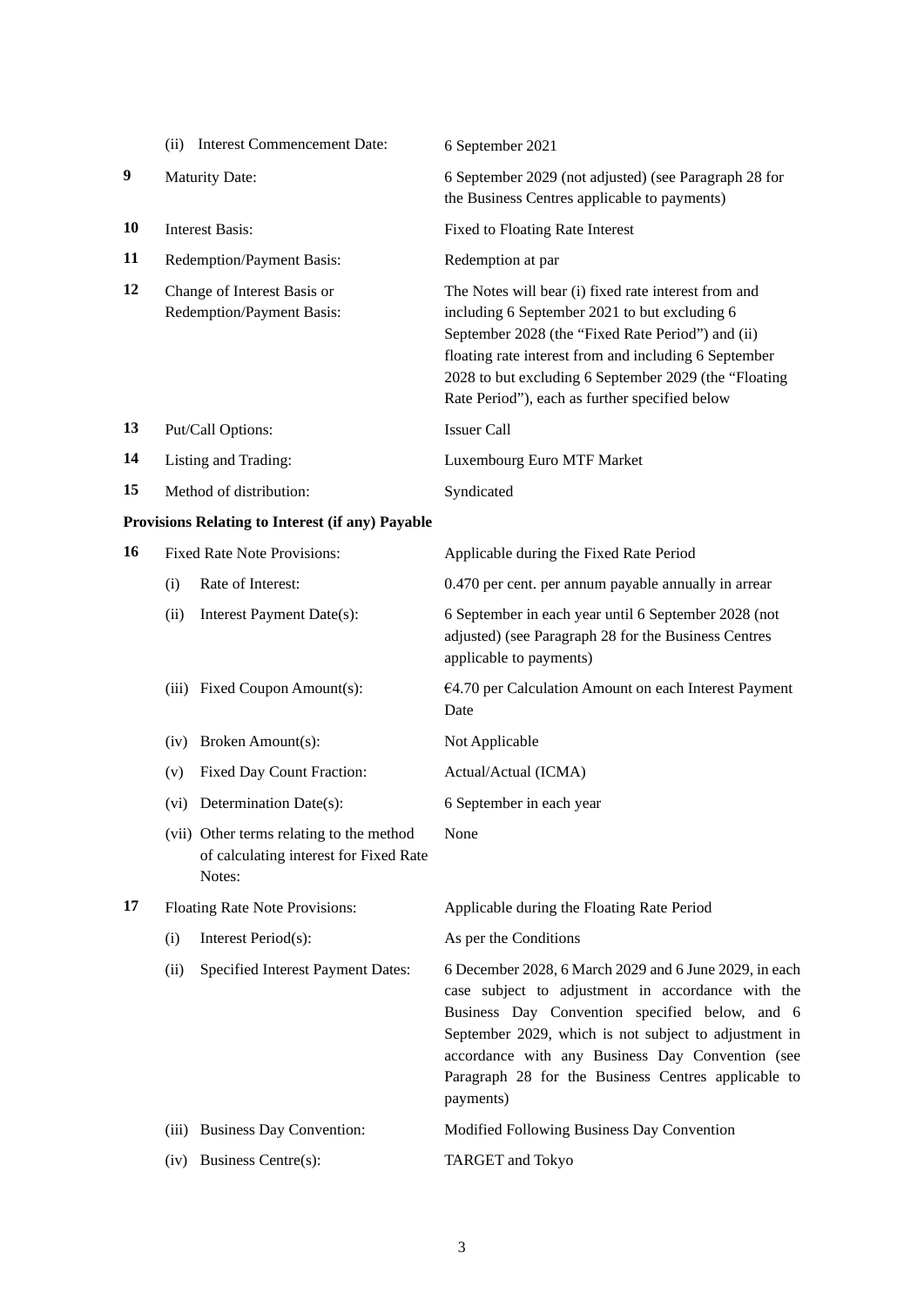| | | |
|---|---|---|
| | (ii) Interest Commencement Date: | 6 September 2021 |
| **9** | Maturity Date: | 6 September 2029 (not adjusted) (see Paragraph 28 for the Business Centres applicable to payments) |
| **10** | Interest Basis: | Fixed to Floating Rate Interest |
| **11** | Redemption/Payment Basis: | Redemption at par |
| **12** | Change of Interest Basis or Redemption/Payment Basis: | The Notes will bear (i) fixed rate interest from and including 6 September 2021 to but excluding 6 September 2028 (the "Fixed Rate Period") and (ii) floating rate interest from and including 6 September 2028 to but excluding 6 September 2029 (the "Floating Rate Period"), each as further specified below |
| **13** | Put/Call Options: | Issuer Call |
| **14** | Listing and Trading: | Luxembourg Euro MTF Market |
| **15** | Method of distribution: | Syndicated |

**Provisions Relating to Interest (if any) Payable**

| | | |
|---|---|---|
| **16** | Fixed Rate Note Provisions: | Applicable during the Fixed Rate Period |
| | (i) Rate of Interest: | 0.470 per cent. per annum payable annually in arrear |
| | (ii) Interest Payment Date(s): | 6 September in each year until 6 September 2028 (not adjusted) (see Paragraph 28 for the Business Centres applicable to payments) |
| | (iii) Fixed Coupon Amount(s): | €4.70 per Calculation Amount on each Interest Payment Date |
| | (iv) Broken Amount(s): | Not Applicable |
| | (v) Fixed Day Count Fraction: | Actual/Actual (ICMA) |
| | (vi) Determination Date(s): | 6 September in each year |
| | (vii) Other terms relating to the method of calculating interest for Fixed Rate Notes: | None |
| **17** | Floating Rate Note Provisions: | Applicable during the Floating Rate Period |
| | (i) Interest Period(s): | As per the Conditions |
| | (ii) Specified Interest Payment Dates: | 6 December 2028, 6 March 2029 and 6 June 2029, in each case subject to adjustment in accordance with the Business Day Convention specified below, and 6 September 2029, which is not subject to adjustment in accordance with any Business Day Convention (see Paragraph 28 for the Business Centres applicable to payments) |
| | (iii) Business Day Convention: | Modified Following Business Day Convention |
| | (iv) Business Centre(s): | TARGET and Tokyo |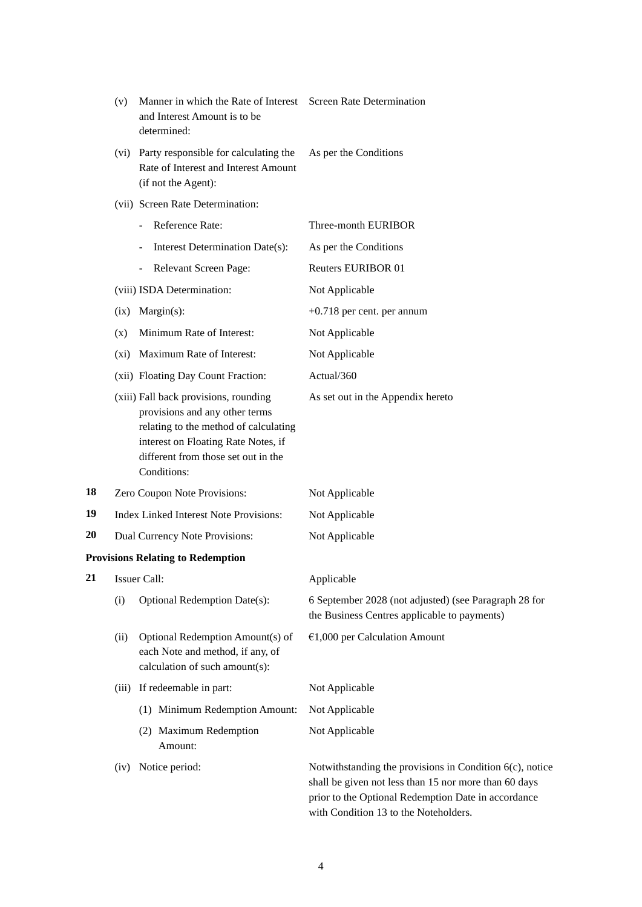| | | | |
|---|---|---|---|
| | (v) | Manner in which the Rate of Interest and Interest Amount is to be determined: | Screen Rate Determination |
| | (vi) | Party responsible for calculating the Rate of Interest and Interest Amount (if not the Agent): | As per the Conditions |
| | (vii) | Screen Rate Determination: | |
| | | - Reference Rate: | Three-month EURIBOR |
| | | - Interest Determination Date(s): | As per the Conditions |
| | | - Relevant Screen Page: | Reuters EURIBOR 01 |
| | (viii) | ISDA Determination: | Not Applicable |
| | (ix) | Margin(s): | +0.718 per cent. per annum |
| | (x) | Minimum Rate of Interest: | Not Applicable |
| | (xi) | Maximum Rate of Interest: | Not Applicable |
| | (xii) | Floating Day Count Fraction: | Actual/360 |
| | (xiii) | Fall back provisions, rounding provisions and any other terms relating to the method of calculating interest on Floating Rate Notes, if different from those set out in the Conditions: | As set out in the Appendix hereto |
| **18** | Zero Coupon Note Provisions: | | Not Applicable |
| **19** | Index Linked Interest Note Provisions: | | Not Applicable |
| **20** | Dual Currency Note Provisions: | | Not Applicable |

**Provisions Relating to Redemption**

| | | | |
|---|---|---|---|
| **21** | Issuer Call: | | Applicable |
| | (i) | Optional Redemption Date(s): | 6 September 2028 (not adjusted) (see Paragraph 28 for the Business Centres applicable to payments) |
| | (ii) | Optional Redemption Amount(s) of each Note and method, if any, of calculation of such amount(s): | €1,000 per Calculation Amount |
| | (iii) | If redeemable in part: | Not Applicable |
| | | (1) Minimum Redemption Amount: | Not Applicable |
| | | (2) Maximum Redemption Amount: | Not Applicable |
| | (iv) | Notice period: | Notwithstanding the provisions in Condition 6(c), notice shall be given not less than 15 nor more than 60 days prior to the Optional Redemption Date in accordance with Condition 13 to the Noteholders. |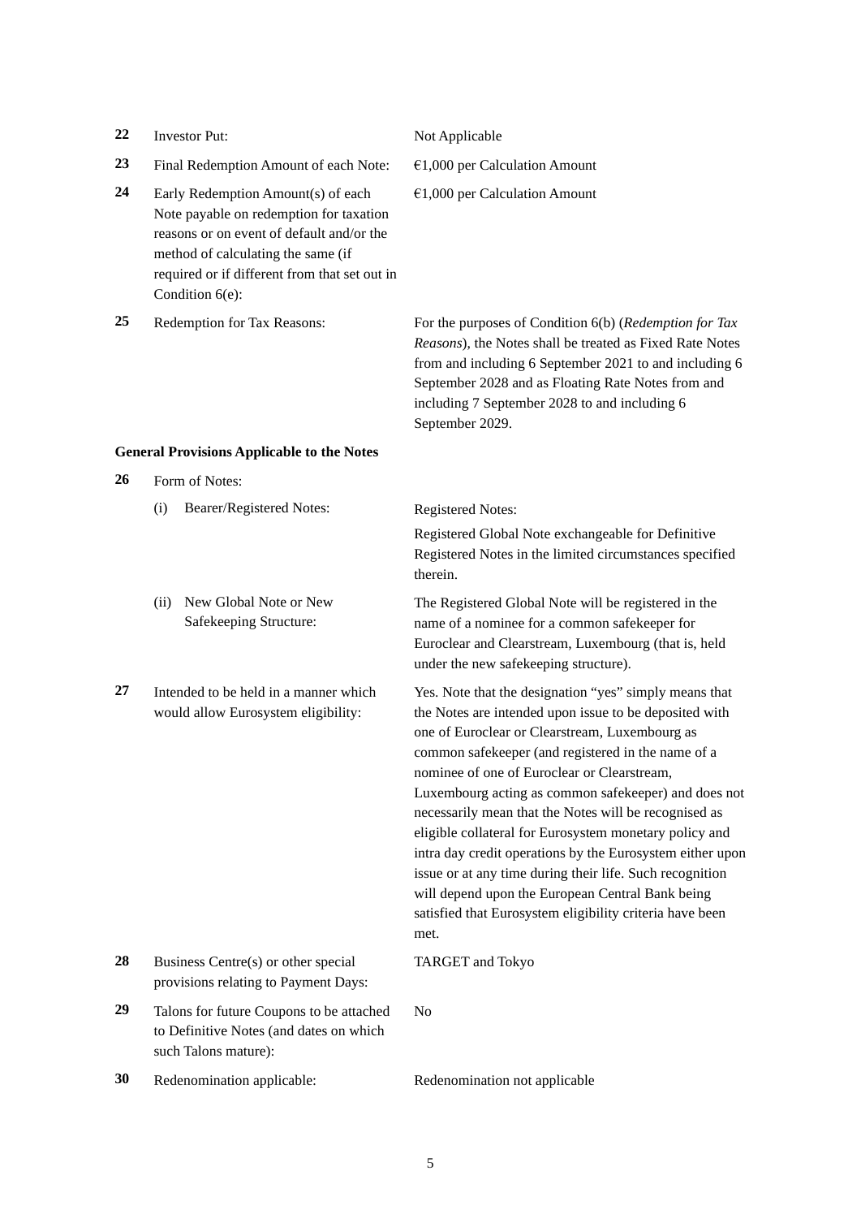| | | |
|---|---|---|
| **22** | Investor Put: | Not Applicable |
| **23** | Final Redemption Amount of each Note: | €1,000 per Calculation Amount |
| **24** | Early Redemption Amount(s) of each Note payable on redemption for taxation reasons or on event of default and/or the method of calculating the same (if required or if different from that set out in Condition 6(e): | €1,000 per Calculation Amount |
| **25** | Redemption for Tax Reasons: | For the purposes of Condition 6(b) (*Redemption for Tax Reasons*), the Notes shall be treated as Fixed Rate Notes from and including 6 September 2021 to and including 6 September 2028 and as Floating Rate Notes from and including 7 September 2028 to and including 6 September 2029. |

**General Provisions Applicable to the Notes**

| | | |
|---|---|---|
| **26** | Form of Notes: | |
| | (i) Bearer/Registered Notes: | Registered Notes:<br>Registered Global Note exchangeable for Definitive Registered Notes in the limited circumstances specified therein. |
| | (ii) New Global Note or New Safekeeping Structure: | The Registered Global Note will be registered in the name of a nominee for a common safekeeper for Euroclear and Clearstream, Luxembourg (that is, held under the new safekeeping structure). |
| **27** | Intended to be held in a manner which would allow Eurosystem eligibility: | Yes. Note that the designation "yes" simply means that the Notes are intended upon issue to be deposited with one of Euroclear or Clearstream, Luxembourg as common safekeeper (and registered in the name of a nominee of one of Euroclear or Clearstream, Luxembourg acting as common safekeeper) and does not necessarily mean that the Notes will be recognised as eligible collateral for Eurosystem monetary policy and intra day credit operations by the Eurosystem either upon issue or at any time during their life. Such recognition will depend upon the European Central Bank being satisfied that Eurosystem eligibility criteria have been met. |
| **28** | Business Centre(s) or other special provisions relating to Payment Days: | TARGET and Tokyo |
| **29** | Talons for future Coupons to be attached to Definitive Notes (and dates on which such Talons mature): | No |
| **30** | Redenomination applicable: | Redenomination not applicable |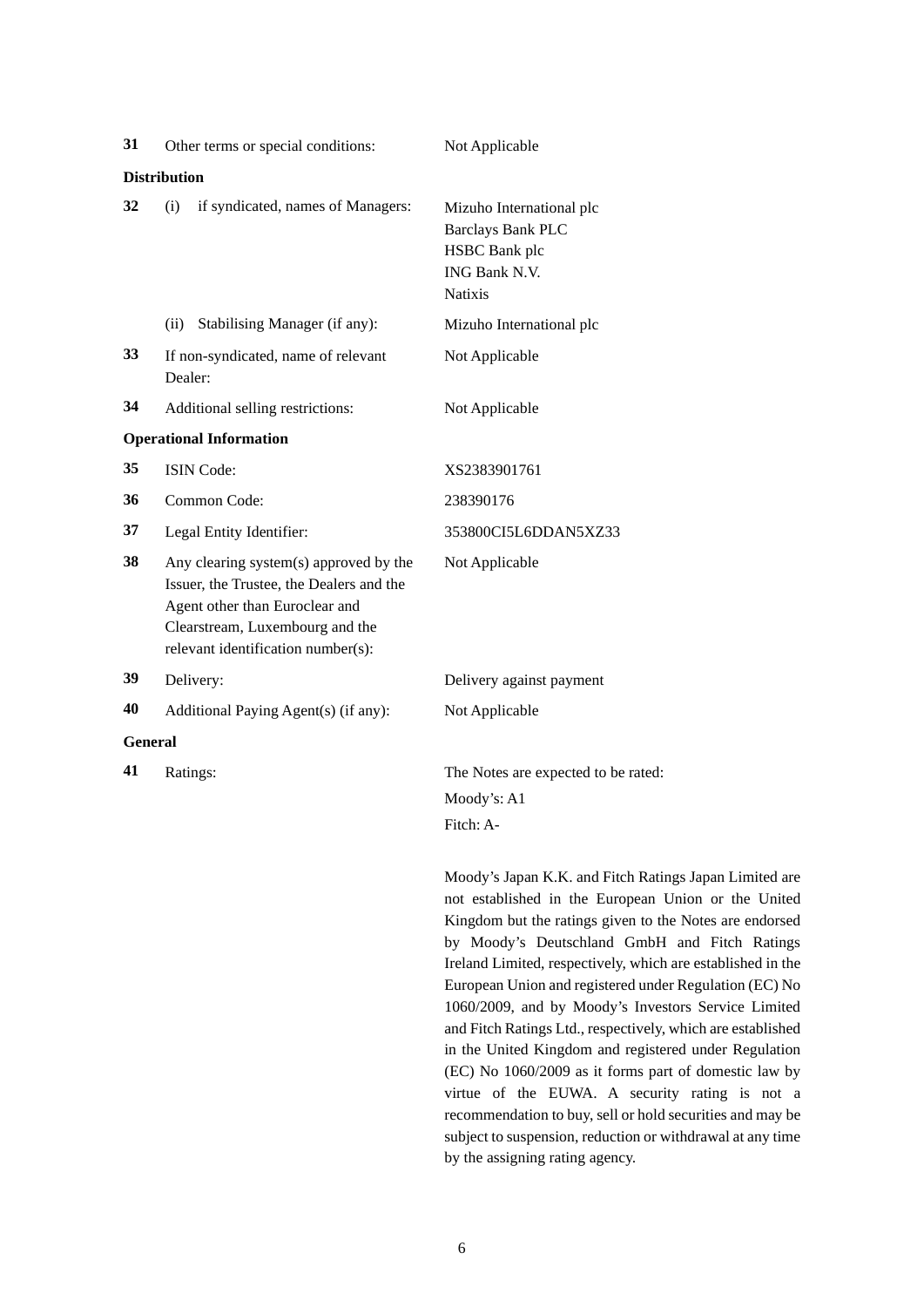| | | |
|---|---|---|
| **31** | Other terms or special conditions: | Not Applicable |

**Distribution**

| | | |
|---|---|---|
| **32** | (i) if syndicated, names of Managers: | Mizuho International plc<br>Barclays Bank PLC<br>HSBC Bank plc<br>ING Bank N.V.<br>Natixis |
| | (ii) Stabilising Manager (if any): | Mizuho International plc |
| **33** | If non-syndicated, name of relevant Dealer: | Not Applicable |
| **34** | Additional selling restrictions: | Not Applicable |

**Operational Information**

| | | |
|---|---|---|
| **35** | ISIN Code: | XS2383901761 |
| **36** | Common Code: | 238390176 |
| **37** | Legal Entity Identifier: | 353800CI5L6DDAN5XZ33 |
| **38** | Any clearing system(s) approved by the Issuer, the Trustee, the Dealers and the Agent other than Euroclear and Clearstream, Luxembourg and the relevant identification number(s): | Not Applicable |
| **39** | Delivery: | Delivery against payment |
| **40** | Additional Paying Agent(s) (if any): | Not Applicable |

**General**

| | | |
|---|---|---|
| **41** | Ratings: | The Notes are expected to be rated:<br>Moody's: A1<br>Fitch: A-<br><br>Moody's Japan K.K. and Fitch Ratings Japan Limited are not established in the European Union or the United Kingdom but the ratings given to the Notes are endorsed by Moody's Deutschland GmbH and Fitch Ratings Ireland Limited, respectively, which are established in the European Union and registered under Regulation (EC) No 1060/2009, and by Moody's Investors Service Limited and Fitch Ratings Ltd., respectively, which are established in the United Kingdom and registered under Regulation (EC) No 1060/2009 as it forms part of domestic law by virtue of the EUWA. A security rating is not a recommendation to buy, sell or hold securities and may be subject to suspension, reduction or withdrawal at any time by the assigning rating agency. |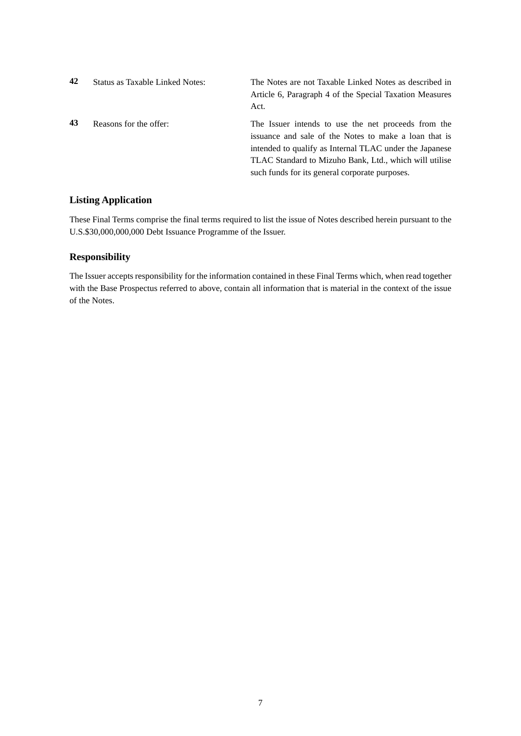| | | |
|---|---|---|
| **42** | Status as Taxable Linked Notes: | The Notes are not Taxable Linked Notes as described in Article 6, Paragraph 4 of the Special Taxation Measures Act. |
| **43** | Reasons for the offer: | The Issuer intends to use the net proceeds from the issuance and sale of the Notes to make a loan that is intended to qualify as Internal TLAC under the Japanese TLAC Standard to Mizuho Bank, Ltd., which will utilise such funds for its general corporate purposes. |

## Listing Application

These Final Terms comprise the final terms required to list the issue of Notes described herein pursuant to the U.S.$30,000,000,000 Debt Issuance Programme of the Issuer.

## Responsibility

The Issuer accepts responsibility for the information contained in these Final Terms which, when read together with the Base Prospectus referred to above, contain all information that is material in the context of the issue of the Notes.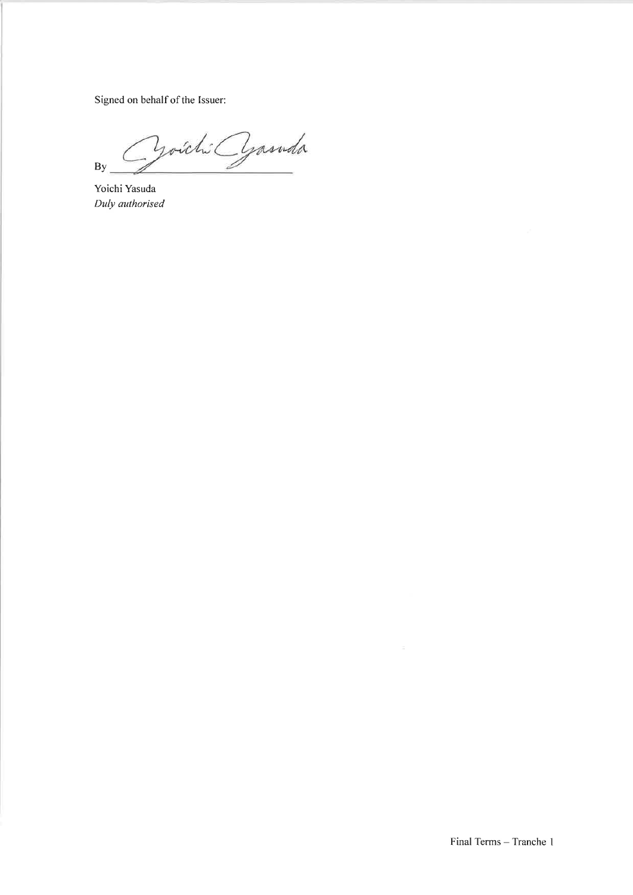Signed on behalf of the Issuer:

By ______________________________

Yoichi Yasuda
*Duly authorised*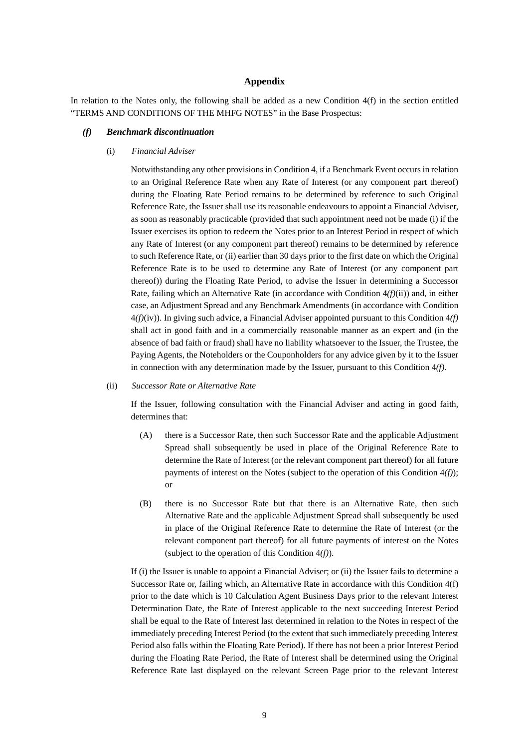## Appendix

In relation to the Notes only, the following shall be added as a new Condition 4(f) in the section entitled "TERMS AND CONDITIONS OF THE MHFG NOTES" in the Base Prospectus:

### *(f) Benchmark discontinuation*

(i) *Financial Adviser*

Notwithstanding any other provisions in Condition 4, if a Benchmark Event occurs in relation to an Original Reference Rate when any Rate of Interest (or any component part thereof) during the Floating Rate Period remains to be determined by reference to such Original Reference Rate, the Issuer shall use its reasonable endeavours to appoint a Financial Adviser, as soon as reasonably practicable (provided that such appointment need not be made (i) if the Issuer exercises its option to redeem the Notes prior to an Interest Period in respect of which any Rate of Interest (or any component part thereof) remains to be determined by reference to such Reference Rate, or (ii) earlier than 30 days prior to the first date on which the Original Reference Rate is to be used to determine any Rate of Interest (or any component part thereof)) during the Floating Rate Period, to advise the Issuer in determining a Successor Rate, failing which an Alternative Rate (in accordance with Condition 4*(f)*(ii)) and, in either case, an Adjustment Spread and any Benchmark Amendments (in accordance with Condition 4*(f)*(iv)). In giving such advice, a Financial Adviser appointed pursuant to this Condition 4*(f)* shall act in good faith and in a commercially reasonable manner as an expert and (in the absence of bad faith or fraud) shall have no liability whatsoever to the Issuer, the Trustee, the Paying Agents, the Noteholders or the Couponholders for any advice given by it to the Issuer in connection with any determination made by the Issuer, pursuant to this Condition 4*(f)*.

(ii) *Successor Rate or Alternative Rate*

If the Issuer, following consultation with the Financial Adviser and acting in good faith, determines that:

(A) there is a Successor Rate, then such Successor Rate and the applicable Adjustment Spread shall subsequently be used in place of the Original Reference Rate to determine the Rate of Interest (or the relevant component part thereof) for all future payments of interest on the Notes (subject to the operation of this Condition 4*(f)*); or

(B) there is no Successor Rate but that there is an Alternative Rate, then such Alternative Rate and the applicable Adjustment Spread shall subsequently be used in place of the Original Reference Rate to determine the Rate of Interest (or the relevant component part thereof) for all future payments of interest on the Notes (subject to the operation of this Condition 4*(f)*).

If (i) the Issuer is unable to appoint a Financial Adviser; or (ii) the Issuer fails to determine a Successor Rate or, failing which, an Alternative Rate in accordance with this Condition 4(f) prior to the date which is 10 Calculation Agent Business Days prior to the relevant Interest Determination Date, the Rate of Interest applicable to the next succeeding Interest Period shall be equal to the Rate of Interest last determined in relation to the Notes in respect of the immediately preceding Interest Period (to the extent that such immediately preceding Interest Period also falls within the Floating Rate Period). If there has not been a prior Interest Period during the Floating Rate Period, the Rate of Interest shall be determined using the Original Reference Rate last displayed on the relevant Screen Page prior to the relevant Interest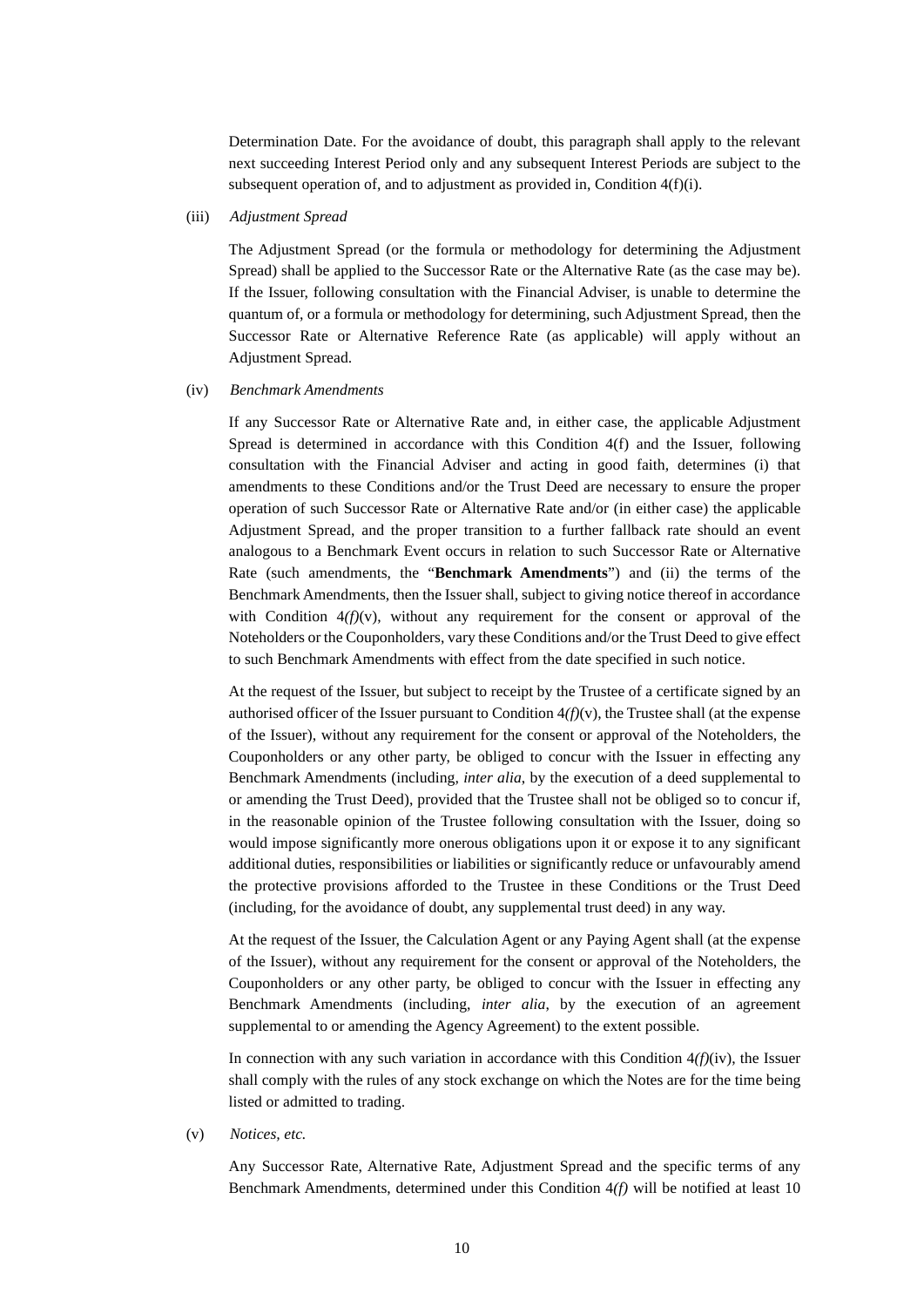Determination Date. For the avoidance of doubt, this paragraph shall apply to the relevant next succeeding Interest Period only and any subsequent Interest Periods are subject to the subsequent operation of, and to adjustment as provided in, Condition 4(f)(i).

(iii) *Adjustment Spread*

The Adjustment Spread (or the formula or methodology for determining the Adjustment Spread) shall be applied to the Successor Rate or the Alternative Rate (as the case may be). If the Issuer, following consultation with the Financial Adviser, is unable to determine the quantum of, or a formula or methodology for determining, such Adjustment Spread, then the Successor Rate or Alternative Reference Rate (as applicable) will apply without an Adjustment Spread.

(iv) *Benchmark Amendments*

If any Successor Rate or Alternative Rate and, in either case, the applicable Adjustment Spread is determined in accordance with this Condition 4(f) and the Issuer, following consultation with the Financial Adviser and acting in good faith, determines (i) that amendments to these Conditions and/or the Trust Deed are necessary to ensure the proper operation of such Successor Rate or Alternative Rate and/or (in either case) the applicable Adjustment Spread, and the proper transition to a further fallback rate should an event analogous to a Benchmark Event occurs in relation to such Successor Rate or Alternative Rate (such amendments, the "**Benchmark Amendments**") and (ii) the terms of the Benchmark Amendments, then the Issuer shall, subject to giving notice thereof in accordance with Condition 4*(f)*(v), without any requirement for the consent or approval of the Noteholders or the Couponholders, vary these Conditions and/or the Trust Deed to give effect to such Benchmark Amendments with effect from the date specified in such notice.

At the request of the Issuer, but subject to receipt by the Trustee of a certificate signed by an authorised officer of the Issuer pursuant to Condition 4*(f)*(v), the Trustee shall (at the expense of the Issuer), without any requirement for the consent or approval of the Noteholders, the Couponholders or any other party, be obliged to concur with the Issuer in effecting any Benchmark Amendments (including, *inter alia*, by the execution of a deed supplemental to or amending the Trust Deed), provided that the Trustee shall not be obliged so to concur if, in the reasonable opinion of the Trustee following consultation with the Issuer, doing so would impose significantly more onerous obligations upon it or expose it to any significant additional duties, responsibilities or liabilities or significantly reduce or unfavourably amend the protective provisions afforded to the Trustee in these Conditions or the Trust Deed (including, for the avoidance of doubt, any supplemental trust deed) in any way.

At the request of the Issuer, the Calculation Agent or any Paying Agent shall (at the expense of the Issuer), without any requirement for the consent or approval of the Noteholders, the Couponholders or any other party, be obliged to concur with the Issuer in effecting any Benchmark Amendments (including, *inter alia*, by the execution of an agreement supplemental to or amending the Agency Agreement) to the extent possible.

In connection with any such variation in accordance with this Condition 4*(f)*(iv), the Issuer shall comply with the rules of any stock exchange on which the Notes are for the time being listed or admitted to trading.

(v) *Notices, etc.*

Any Successor Rate, Alternative Rate, Adjustment Spread and the specific terms of any Benchmark Amendments, determined under this Condition 4*(f)* will be notified at least 10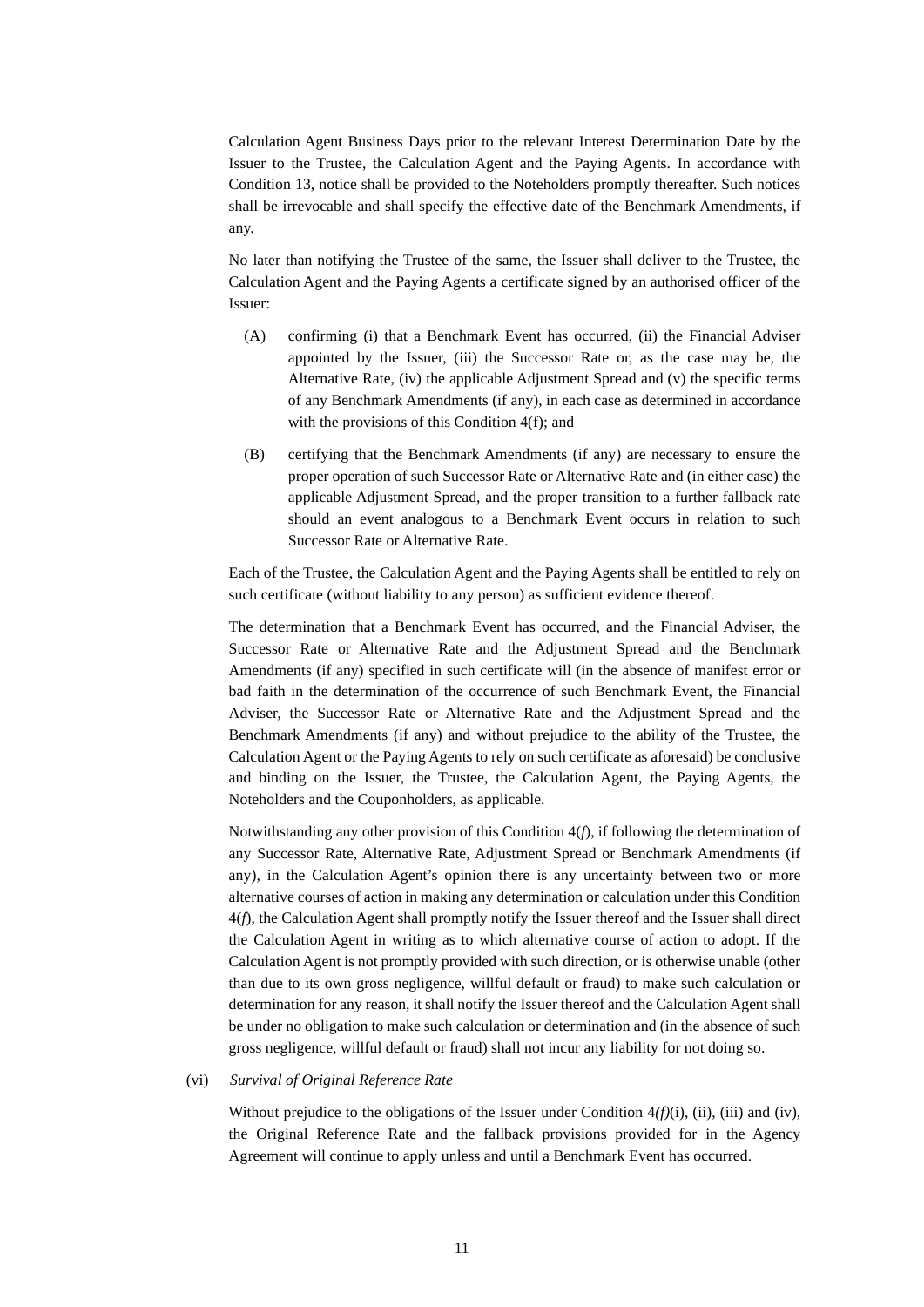Calculation Agent Business Days prior to the relevant Interest Determination Date by the Issuer to the Trustee, the Calculation Agent and the Paying Agents. In accordance with Condition 13, notice shall be provided to the Noteholders promptly thereafter. Such notices shall be irrevocable and shall specify the effective date of the Benchmark Amendments, if any.

No later than notifying the Trustee of the same, the Issuer shall deliver to the Trustee, the Calculation Agent and the Paying Agents a certificate signed by an authorised officer of the Issuer:

(A) confirming (i) that a Benchmark Event has occurred, (ii) the Financial Adviser appointed by the Issuer, (iii) the Successor Rate or, as the case may be, the Alternative Rate, (iv) the applicable Adjustment Spread and (v) the specific terms of any Benchmark Amendments (if any), in each case as determined in accordance with the provisions of this Condition 4(f); and

(B) certifying that the Benchmark Amendments (if any) are necessary to ensure the proper operation of such Successor Rate or Alternative Rate and (in either case) the applicable Adjustment Spread, and the proper transition to a further fallback rate should an event analogous to a Benchmark Event occurs in relation to such Successor Rate or Alternative Rate.

Each of the Trustee, the Calculation Agent and the Paying Agents shall be entitled to rely on such certificate (without liability to any person) as sufficient evidence thereof.

The determination that a Benchmark Event has occurred, and the Financial Adviser, the Successor Rate or Alternative Rate and the Adjustment Spread and the Benchmark Amendments (if any) specified in such certificate will (in the absence of manifest error or bad faith in the determination of the occurrence of such Benchmark Event, the Financial Adviser, the Successor Rate or Alternative Rate and the Adjustment Spread and the Benchmark Amendments (if any) and without prejudice to the ability of the Trustee, the Calculation Agent or the Paying Agents to rely on such certificate as aforesaid) be conclusive and binding on the Issuer, the Trustee, the Calculation Agent, the Paying Agents, the Noteholders and the Couponholders, as applicable.

Notwithstanding any other provision of this Condition 4(*f*), if following the determination of any Successor Rate, Alternative Rate, Adjustment Spread or Benchmark Amendments (if any), in the Calculation Agent's opinion there is any uncertainty between two or more alternative courses of action in making any determination or calculation under this Condition 4(*f*), the Calculation Agent shall promptly notify the Issuer thereof and the Issuer shall direct the Calculation Agent in writing as to which alternative course of action to adopt. If the Calculation Agent is not promptly provided with such direction, or is otherwise unable (other than due to its own gross negligence, willful default or fraud) to make such calculation or determination for any reason, it shall notify the Issuer thereof and the Calculation Agent shall be under no obligation to make such calculation or determination and (in the absence of such gross negligence, willful default or fraud) shall not incur any liability for not doing so.

(vi) *Survival of Original Reference Rate*

Without prejudice to the obligations of the Issuer under Condition 4(*f*)(i), (ii), (iii) and (iv), the Original Reference Rate and the fallback provisions provided for in the Agency Agreement will continue to apply unless and until a Benchmark Event has occurred.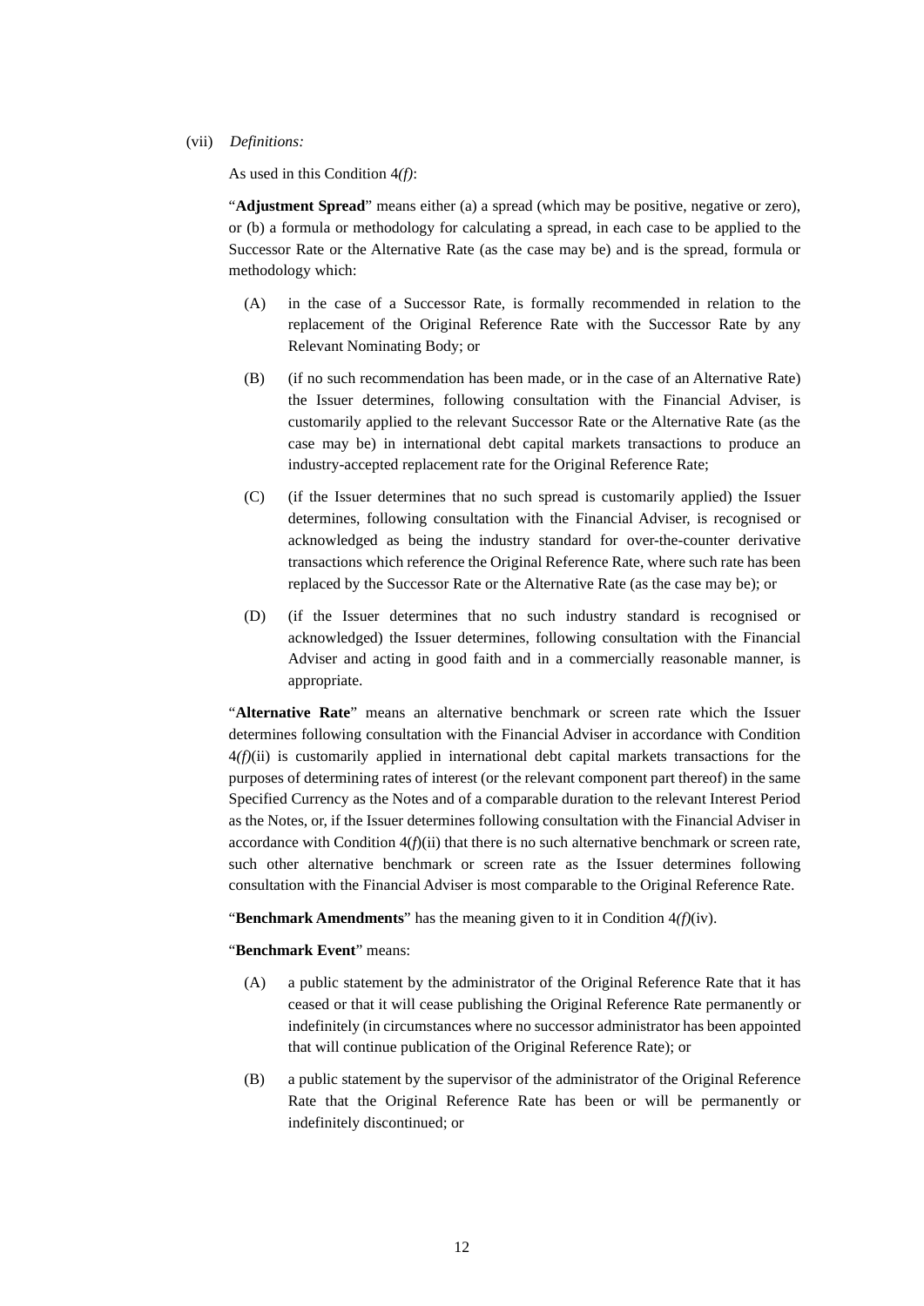(vii) *Definitions:*

As used in this Condition 4*(f)*:

"**Adjustment Spread**" means either (a) a spread (which may be positive, negative or zero), or (b) a formula or methodology for calculating a spread, in each case to be applied to the Successor Rate or the Alternative Rate (as the case may be) and is the spread, formula or methodology which:

(A) in the case of a Successor Rate, is formally recommended in relation to the replacement of the Original Reference Rate with the Successor Rate by any Relevant Nominating Body; or

(B) (if no such recommendation has been made, or in the case of an Alternative Rate) the Issuer determines, following consultation with the Financial Adviser, is customarily applied to the relevant Successor Rate or the Alternative Rate (as the case may be) in international debt capital markets transactions to produce an industry-accepted replacement rate for the Original Reference Rate;

(C) (if the Issuer determines that no such spread is customarily applied) the Issuer determines, following consultation with the Financial Adviser, is recognised or acknowledged as being the industry standard for over-the-counter derivative transactions which reference the Original Reference Rate, where such rate has been replaced by the Successor Rate or the Alternative Rate (as the case may be); or

(D) (if the Issuer determines that no such industry standard is recognised or acknowledged) the Issuer determines, following consultation with the Financial Adviser and acting in good faith and in a commercially reasonable manner, is appropriate.

"**Alternative Rate**" means an alternative benchmark or screen rate which the Issuer determines following consultation with the Financial Adviser in accordance with Condition 4*(f)*(ii) is customarily applied in international debt capital markets transactions for the purposes of determining rates of interest (or the relevant component part thereof) in the same Specified Currency as the Notes and of a comparable duration to the relevant Interest Period as the Notes, or, if the Issuer determines following consultation with the Financial Adviser in accordance with Condition 4(*f*)(ii) that there is no such alternative benchmark or screen rate, such other alternative benchmark or screen rate as the Issuer determines following consultation with the Financial Adviser is most comparable to the Original Reference Rate.

"**Benchmark Amendments**" has the meaning given to it in Condition 4*(f)*(iv).

"**Benchmark Event**" means:

(A) a public statement by the administrator of the Original Reference Rate that it has ceased or that it will cease publishing the Original Reference Rate permanently or indefinitely (in circumstances where no successor administrator has been appointed that will continue publication of the Original Reference Rate); or

(B) a public statement by the supervisor of the administrator of the Original Reference Rate that the Original Reference Rate has been or will be permanently or indefinitely discontinued; or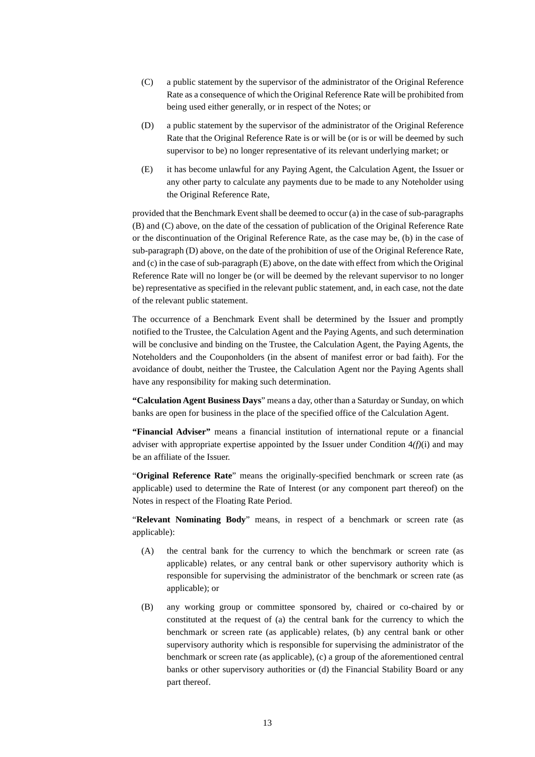(C) a public statement by the supervisor of the administrator of the Original Reference Rate as a consequence of which the Original Reference Rate will be prohibited from being used either generally, or in respect of the Notes; or

(D) a public statement by the supervisor of the administrator of the Original Reference Rate that the Original Reference Rate is or will be (or is or will be deemed by such supervisor to be) no longer representative of its relevant underlying market; or

(E) it has become unlawful for any Paying Agent, the Calculation Agent, the Issuer or any other party to calculate any payments due to be made to any Noteholder using the Original Reference Rate,

provided that the Benchmark Event shall be deemed to occur (a) in the case of sub-paragraphs (B) and (C) above, on the date of the cessation of publication of the Original Reference Rate or the discontinuation of the Original Reference Rate, as the case may be, (b) in the case of sub-paragraph (D) above, on the date of the prohibition of use of the Original Reference Rate, and (c) in the case of sub-paragraph (E) above, on the date with effect from which the Original Reference Rate will no longer be (or will be deemed by the relevant supervisor to no longer be) representative as specified in the relevant public statement, and, in each case, not the date of the relevant public statement.

The occurrence of a Benchmark Event shall be determined by the Issuer and promptly notified to the Trustee, the Calculation Agent and the Paying Agents, and such determination will be conclusive and binding on the Trustee, the Calculation Agent, the Paying Agents, the Noteholders and the Couponholders (in the absent of manifest error or bad faith). For the avoidance of doubt, neither the Trustee, the Calculation Agent nor the Paying Agents shall have any responsibility for making such determination.

**"Calculation Agent Business Days"** means a day, other than a Saturday or Sunday, on which banks are open for business in the place of the specified office of the Calculation Agent.

**"Financial Adviser"** means a financial institution of international repute or a financial adviser with appropriate expertise appointed by the Issuer under Condition 4*(f)*(i) and may be an affiliate of the Issuer.

"**Original Reference Rate**" means the originally-specified benchmark or screen rate (as applicable) used to determine the Rate of Interest (or any component part thereof) on the Notes in respect of the Floating Rate Period.

"**Relevant Nominating Body**" means, in respect of a benchmark or screen rate (as applicable):

(A) the central bank for the currency to which the benchmark or screen rate (as applicable) relates, or any central bank or other supervisory authority which is responsible for supervising the administrator of the benchmark or screen rate (as applicable); or

(B) any working group or committee sponsored by, chaired or co-chaired by or constituted at the request of (a) the central bank for the currency to which the benchmark or screen rate (as applicable) relates, (b) any central bank or other supervisory authority which is responsible for supervising the administrator of the benchmark or screen rate (as applicable), (c) a group of the aforementioned central banks or other supervisory authorities or (d) the Financial Stability Board or any part thereof.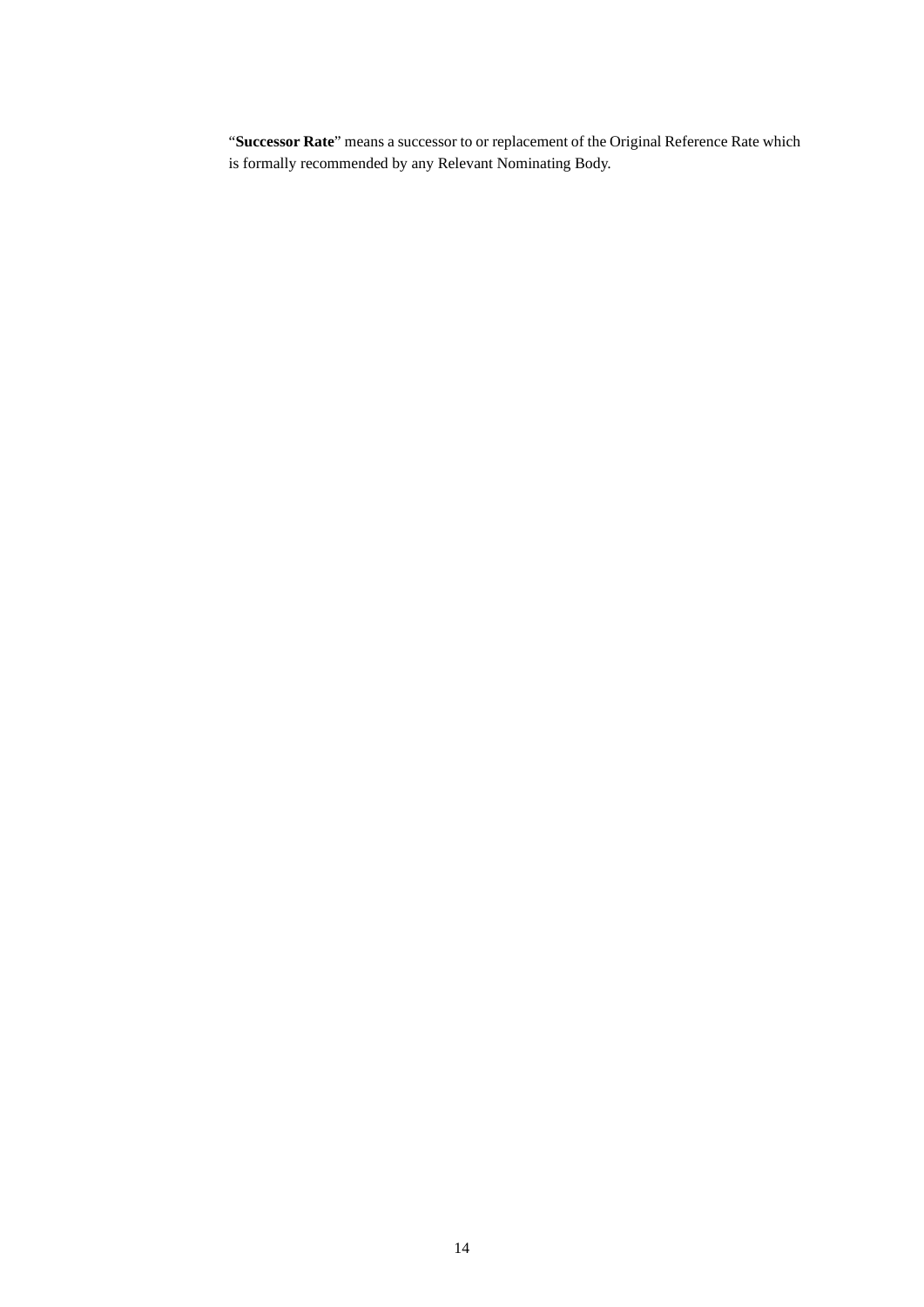"**Successor Rate**" means a successor to or replacement of the Original Reference Rate which is formally recommended by any Relevant Nominating Body.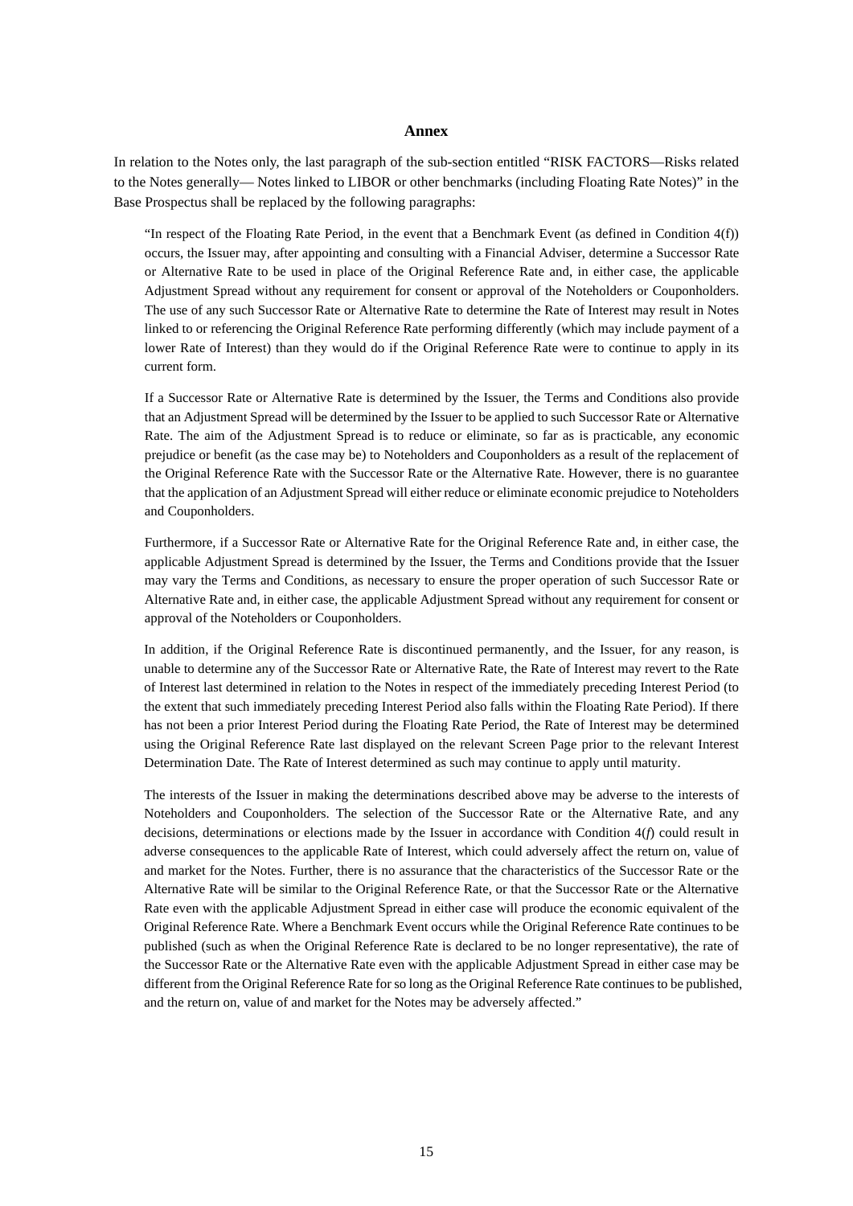## Annex

In relation to the Notes only, the last paragraph of the sub-section entitled "RISK FACTORS—Risks related to the Notes generally— Notes linked to LIBOR or other benchmarks (including Floating Rate Notes)" in the Base Prospectus shall be replaced by the following paragraphs:

> "In respect of the Floating Rate Period, in the event that a Benchmark Event (as defined in Condition 4(f)) occurs, the Issuer may, after appointing and consulting with a Financial Adviser, determine a Successor Rate or Alternative Rate to be used in place of the Original Reference Rate and, in either case, the applicable Adjustment Spread without any requirement for consent or approval of the Noteholders or Couponholders. The use of any such Successor Rate or Alternative Rate to determine the Rate of Interest may result in Notes linked to or referencing the Original Reference Rate performing differently (which may include payment of a lower Rate of Interest) than they would do if the Original Reference Rate were to continue to apply in its current form.
>
> If a Successor Rate or Alternative Rate is determined by the Issuer, the Terms and Conditions also provide that an Adjustment Spread will be determined by the Issuer to be applied to such Successor Rate or Alternative Rate. The aim of the Adjustment Spread is to reduce or eliminate, so far as is practicable, any economic prejudice or benefit (as the case may be) to Noteholders and Couponholders as a result of the replacement of the Original Reference Rate with the Successor Rate or the Alternative Rate. However, there is no guarantee that the application of an Adjustment Spread will either reduce or eliminate economic prejudice to Noteholders and Couponholders.
>
> Furthermore, if a Successor Rate or Alternative Rate for the Original Reference Rate and, in either case, the applicable Adjustment Spread is determined by the Issuer, the Terms and Conditions provide that the Issuer may vary the Terms and Conditions, as necessary to ensure the proper operation of such Successor Rate or Alternative Rate and, in either case, the applicable Adjustment Spread without any requirement for consent or approval of the Noteholders or Couponholders.
>
> In addition, if the Original Reference Rate is discontinued permanently, and the Issuer, for any reason, is unable to determine any of the Successor Rate or Alternative Rate, the Rate of Interest may revert to the Rate of Interest last determined in relation to the Notes in respect of the immediately preceding Interest Period (to the extent that such immediately preceding Interest Period also falls within the Floating Rate Period). If there has not been a prior Interest Period during the Floating Rate Period, the Rate of Interest may be determined using the Original Reference Rate last displayed on the relevant Screen Page prior to the relevant Interest Determination Date. The Rate of Interest determined as such may continue to apply until maturity.
>
> The interests of the Issuer in making the determinations described above may be adverse to the interests of Noteholders and Couponholders. The selection of the Successor Rate or the Alternative Rate, and any decisions, determinations or elections made by the Issuer in accordance with Condition 4(*f*) could result in adverse consequences to the applicable Rate of Interest, which could adversely affect the return on, value of and market for the Notes. Further, there is no assurance that the characteristics of the Successor Rate or the Alternative Rate will be similar to the Original Reference Rate, or that the Successor Rate or the Alternative Rate even with the applicable Adjustment Spread in either case will produce the economic equivalent of the Original Reference Rate. Where a Benchmark Event occurs while the Original Reference Rate continues to be published (such as when the Original Reference Rate is declared to be no longer representative), the rate of the Successor Rate or the Alternative Rate even with the applicable Adjustment Spread in either case may be different from the Original Reference Rate for so long as the Original Reference Rate continues to be published, and the return on, value of and market for the Notes may be adversely affected."